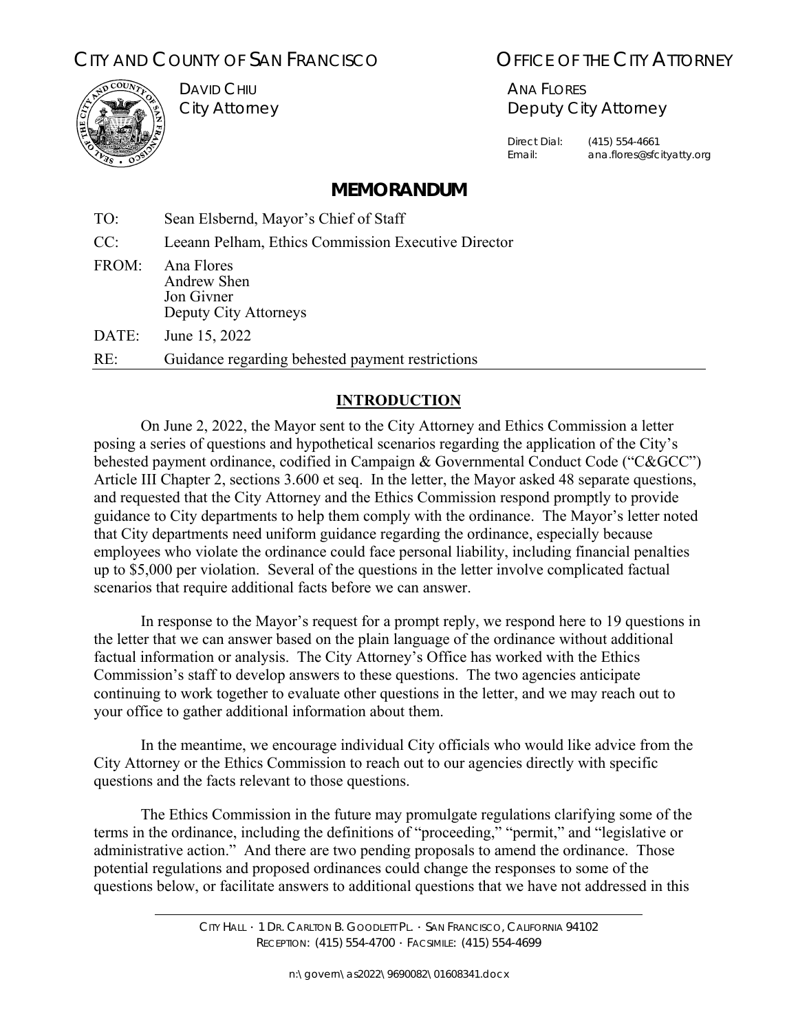CITY AND COUNTY OF SAN FRANCISCO

DAVID CHIU
City Attorney

OFFICE OF THE CITY ATTORNEY

ANA FLORES
Deputy City Attorney

Direct Dial: (415) 554-4661
Email: ana.flores@sfcityatty.org

# MEMORANDUM

TO: Sean Elsbernd, Mayor's Chief of Staff

CC: Leeann Pelham, Ethics Commission Executive Director

FROM: Ana Flores
Andrew Shen
Jon Givner
Deputy City Attorneys

DATE: June 15, 2022

RE: Guidance regarding behested payment restrictions

## INTRODUCTION

On June 2, 2022, the Mayor sent to the City Attorney and Ethics Commission a letter posing a series of questions and hypothetical scenarios regarding the application of the City's behested payment ordinance, codified in Campaign & Governmental Conduct Code ("C&GCC") Article III Chapter 2, sections 3.600 et seq. In the letter, the Mayor asked 48 separate questions, and requested that the City Attorney and the Ethics Commission respond promptly to provide guidance to City departments to help them comply with the ordinance. The Mayor's letter noted that City departments need uniform guidance regarding the ordinance, especially because employees who violate the ordinance could face personal liability, including financial penalties up to $5,000 per violation. Several of the questions in the letter involve complicated factual scenarios that require additional facts before we can answer.

In response to the Mayor's request for a prompt reply, we respond here to 19 questions in the letter that we can answer based on the plain language of the ordinance without additional factual information or analysis. The City Attorney's Office has worked with the Ethics Commission's staff to develop answers to these questions. The two agencies anticipate continuing to work together to evaluate other questions in the letter, and we may reach out to your office to gather additional information about them.

In the meantime, we encourage individual City officials who would like advice from the City Attorney or the Ethics Commission to reach out to our agencies directly with specific questions and the facts relevant to those questions.

The Ethics Commission in the future may promulgate regulations clarifying some of the terms in the ordinance, including the definitions of "proceeding," "permit," and "legislative or administrative action." And there are two pending proposals to amend the ordinance. Those potential regulations and proposed ordinances could change the responses to some of the questions below, or facilitate answers to additional questions that we have not addressed in this

CITY HALL · 1 DR. CARLTON B. GOODLETT PL. · SAN FRANCISCO, CALIFORNIA 94102
RECEPTION: (415) 554-4700 · FACSIMILE: (415) 554-4699

n:\govern\as2022\9690082\01608341.docx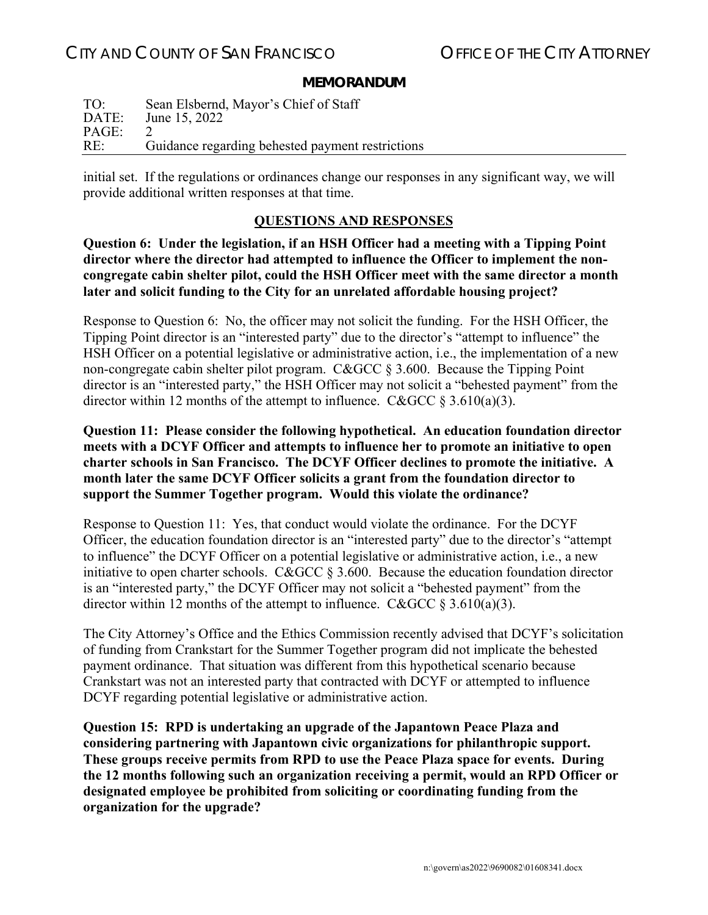initial set. If the regulations or ordinances change our responses in any significant way, we will provide additional written responses at that time.

## QUESTIONS AND RESPONSES

**Question 6: Under the legislation, if an HSH Officer had a meeting with a Tipping Point director where the director had attempted to influence the Officer to implement the non-congregate cabin shelter pilot, could the HSH Officer meet with the same director a month later and solicit funding to the City for an unrelated affordable housing project?**

Response to Question 6: No, the officer may not solicit the funding. For the HSH Officer, the Tipping Point director is an "interested party" due to the director's "attempt to influence" the HSH Officer on a potential legislative or administrative action, i.e., the implementation of a new non-congregate cabin shelter pilot program. C&GCC § 3.600. Because the Tipping Point director is an "interested party," the HSH Officer may not solicit a "behested payment" from the director within 12 months of the attempt to influence. C&GCC § 3.610(a)(3).

**Question 11: Please consider the following hypothetical. An education foundation director meets with a DCYF Officer and attempts to influence her to promote an initiative to open charter schools in San Francisco. The DCYF Officer declines to promote the initiative. A month later the same DCYF Officer solicits a grant from the foundation director to support the Summer Together program. Would this violate the ordinance?**

Response to Question 11: Yes, that conduct would violate the ordinance. For the DCYF Officer, the education foundation director is an "interested party" due to the director's "attempt to influence" the DCYF Officer on a potential legislative or administrative action, i.e., a new initiative to open charter schools. C&GCC § 3.600. Because the education foundation director is an "interested party," the DCYF Officer may not solicit a "behested payment" from the director within 12 months of the attempt to influence. C&GCC § 3.610(a)(3).

The City Attorney's Office and the Ethics Commission recently advised that DCYF's solicitation of funding from Crankstart for the Summer Together program did not implicate the behested payment ordinance. That situation was different from this hypothetical scenario because Crankstart was not an interested party that contracted with DCYF or attempted to influence DCYF regarding potential legislative or administrative action.

**Question 15: RPD is undertaking an upgrade of the Japantown Peace Plaza and considering partnering with Japantown civic organizations for philanthropic support. These groups receive permits from RPD to use the Peace Plaza space for events. During the 12 months following such an organization receiving a permit, would an RPD Officer or designated employee be prohibited from soliciting or coordinating funding from the organization for the upgrade?**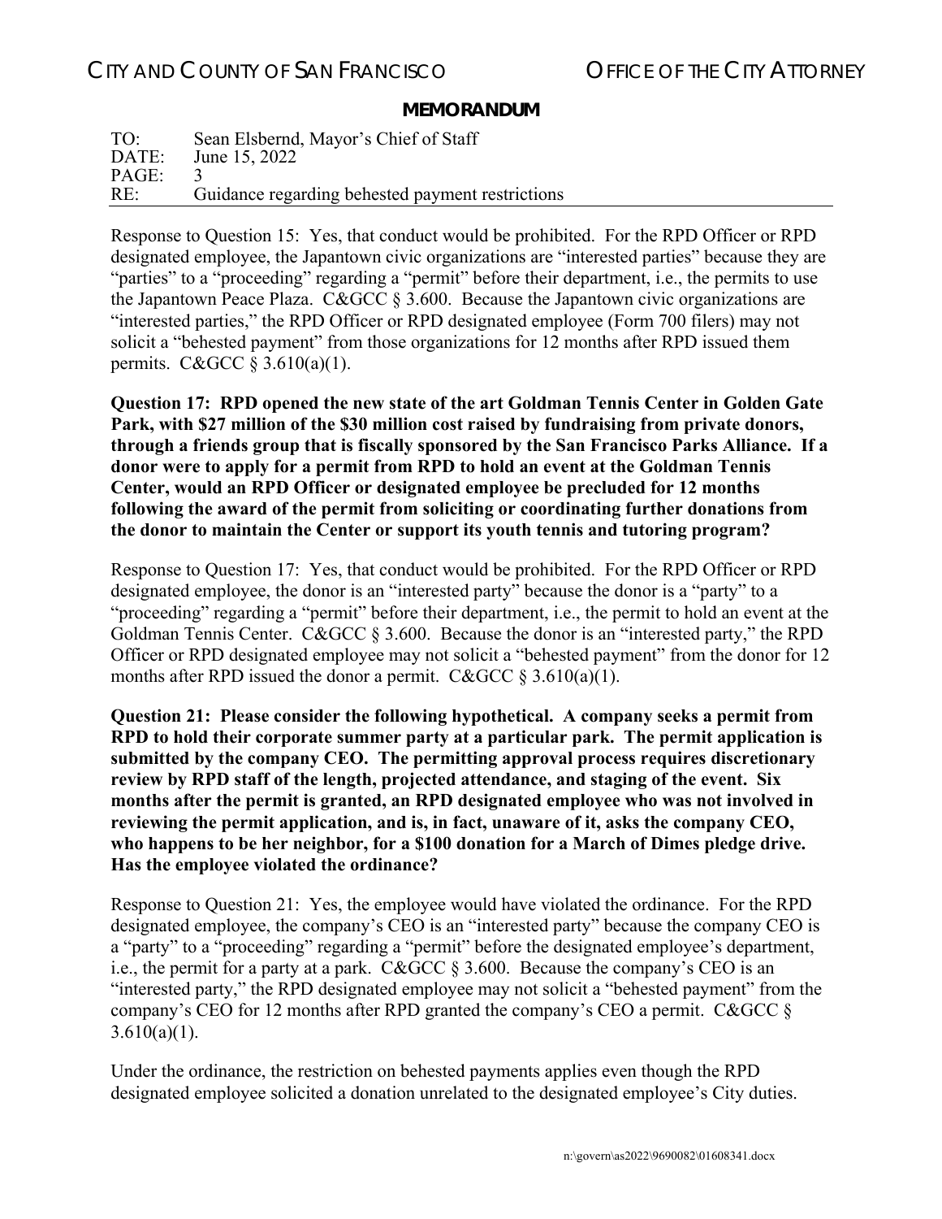Response to Question 15: Yes, that conduct would be prohibited. For the RPD Officer or RPD designated employee, the Japantown civic organizations are "interested parties" because they are "parties" to a "proceeding" regarding a "permit" before their department, i.e., the permits to use the Japantown Peace Plaza. C&GCC § 3.600. Because the Japantown civic organizations are "interested parties," the RPD Officer or RPD designated employee (Form 700 filers) may not solicit a "behested payment" from those organizations for 12 months after RPD issued them permits. C&GCC § 3.610(a)(1).

**Question 17: RPD opened the new state of the art Goldman Tennis Center in Golden Gate Park, with $27 million of the $30 million cost raised by fundraising from private donors, through a friends group that is fiscally sponsored by the San Francisco Parks Alliance. If a donor were to apply for a permit from RPD to hold an event at the Goldman Tennis Center, would an RPD Officer or designated employee be precluded for 12 months following the award of the permit from soliciting or coordinating further donations from the donor to maintain the Center or support its youth tennis and tutoring program?**

Response to Question 17: Yes, that conduct would be prohibited. For the RPD Officer or RPD designated employee, the donor is an "interested party" because the donor is a "party" to a "proceeding" regarding a "permit" before their department, i.e., the permit to hold an event at the Goldman Tennis Center. C&GCC § 3.600. Because the donor is an "interested party," the RPD Officer or RPD designated employee may not solicit a "behested payment" from the donor for 12 months after RPD issued the donor a permit. C&GCC § 3.610(a)(1).

**Question 21: Please consider the following hypothetical. A company seeks a permit from RPD to hold their corporate summer party at a particular park. The permit application is submitted by the company CEO. The permitting approval process requires discretionary review by RPD staff of the length, projected attendance, and staging of the event. Six months after the permit is granted, an RPD designated employee who was not involved in reviewing the permit application, and is, in fact, unaware of it, asks the company CEO, who happens to be her neighbor, for a $100 donation for a March of Dimes pledge drive. Has the employee violated the ordinance?**

Response to Question 21: Yes, the employee would have violated the ordinance. For the RPD designated employee, the company's CEO is an "interested party" because the company CEO is a "party" to a "proceeding" regarding a "permit" before the designated employee's department, i.e., the permit for a party at a park. C&GCC § 3.600. Because the company's CEO is an "interested party," the RPD designated employee may not solicit a "behested payment" from the company's CEO for 12 months after RPD granted the company's CEO a permit. C&GCC § 3.610(a)(1).

Under the ordinance, the restriction on behested payments applies even though the RPD designated employee solicited a donation unrelated to the designated employee's City duties.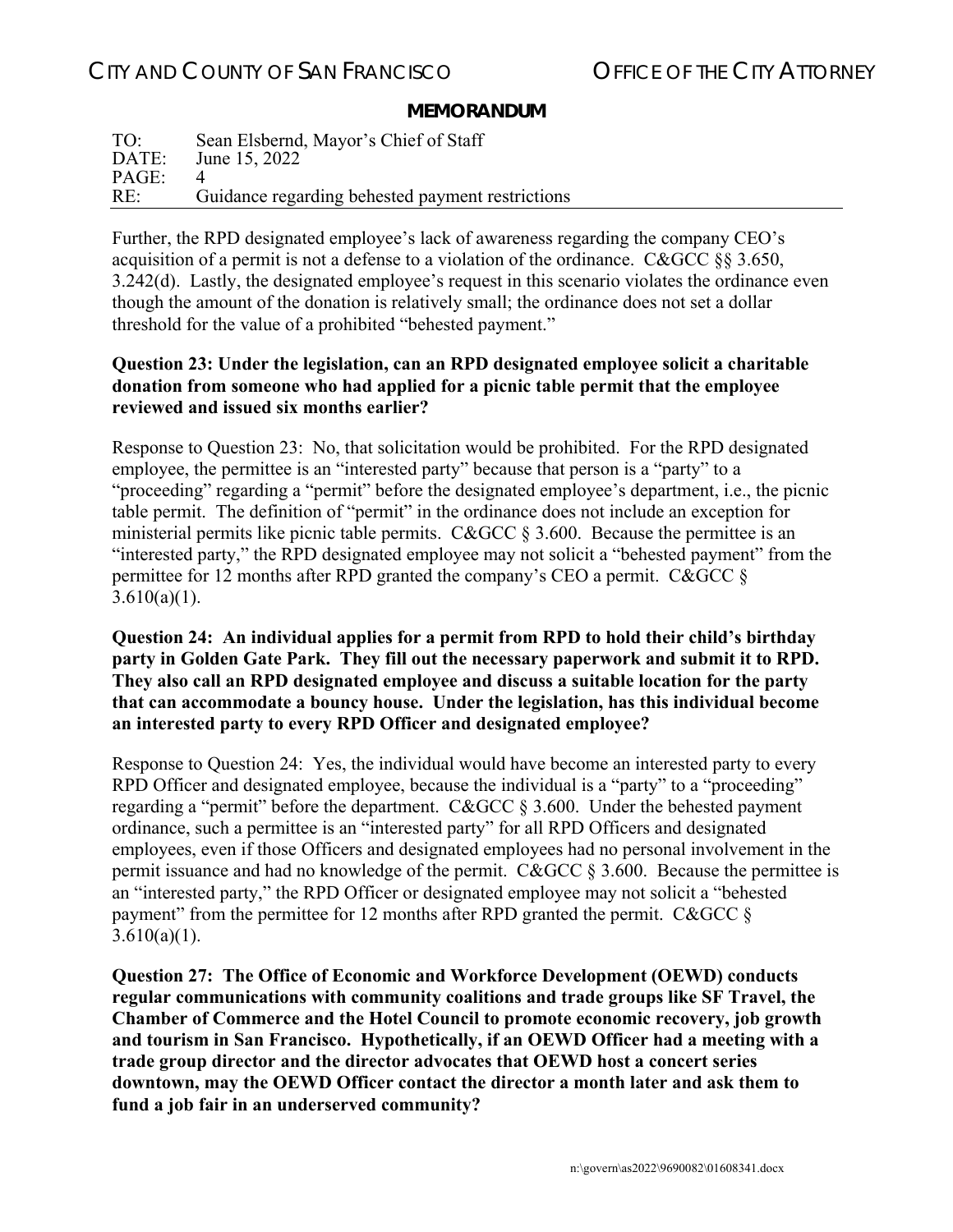Further, the RPD designated employee's lack of awareness regarding the company CEO's acquisition of a permit is not a defense to a violation of the ordinance. C&GCC §§ 3.650, 3.242(d). Lastly, the designated employee's request in this scenario violates the ordinance even though the amount of the donation is relatively small; the ordinance does not set a dollar threshold for the value of a prohibited "behested payment."

**Question 23: Under the legislation, can an RPD designated employee solicit a charitable donation from someone who had applied for a picnic table permit that the employee reviewed and issued six months earlier?**

Response to Question 23: No, that solicitation would be prohibited. For the RPD designated employee, the permittee is an "interested party" because that person is a "party" to a "proceeding" regarding a "permit" before the designated employee's department, i.e., the picnic table permit. The definition of "permit" in the ordinance does not include an exception for ministerial permits like picnic table permits. C&GCC § 3.600. Because the permittee is an "interested party," the RPD designated employee may not solicit a "behested payment" from the permittee for 12 months after RPD granted the company's CEO a permit. C&GCC § 3.610(a)(1).

**Question 24: An individual applies for a permit from RPD to hold their child's birthday party in Golden Gate Park. They fill out the necessary paperwork and submit it to RPD. They also call an RPD designated employee and discuss a suitable location for the party that can accommodate a bouncy house. Under the legislation, has this individual become an interested party to every RPD Officer and designated employee?**

Response to Question 24: Yes, the individual would have become an interested party to every RPD Officer and designated employee, because the individual is a "party" to a "proceeding" regarding a "permit" before the department. C&GCC § 3.600. Under the behested payment ordinance, such a permittee is an "interested party" for all RPD Officers and designated employees, even if those Officers and designated employees had no personal involvement in the permit issuance and had no knowledge of the permit. C&GCC § 3.600. Because the permittee is an "interested party," the RPD Officer or designated employee may not solicit a "behested payment" from the permittee for 12 months after RPD granted the permit. C&GCC § 3.610(a)(1).

**Question 27: The Office of Economic and Workforce Development (OEWD) conducts regular communications with community coalitions and trade groups like SF Travel, the Chamber of Commerce and the Hotel Council to promote economic recovery, job growth and tourism in San Francisco. Hypothetically, if an OEWD Officer had a meeting with a trade group director and the director advocates that OEWD host a concert series downtown, may the OEWD Officer contact the director a month later and ask them to fund a job fair in an underserved community?**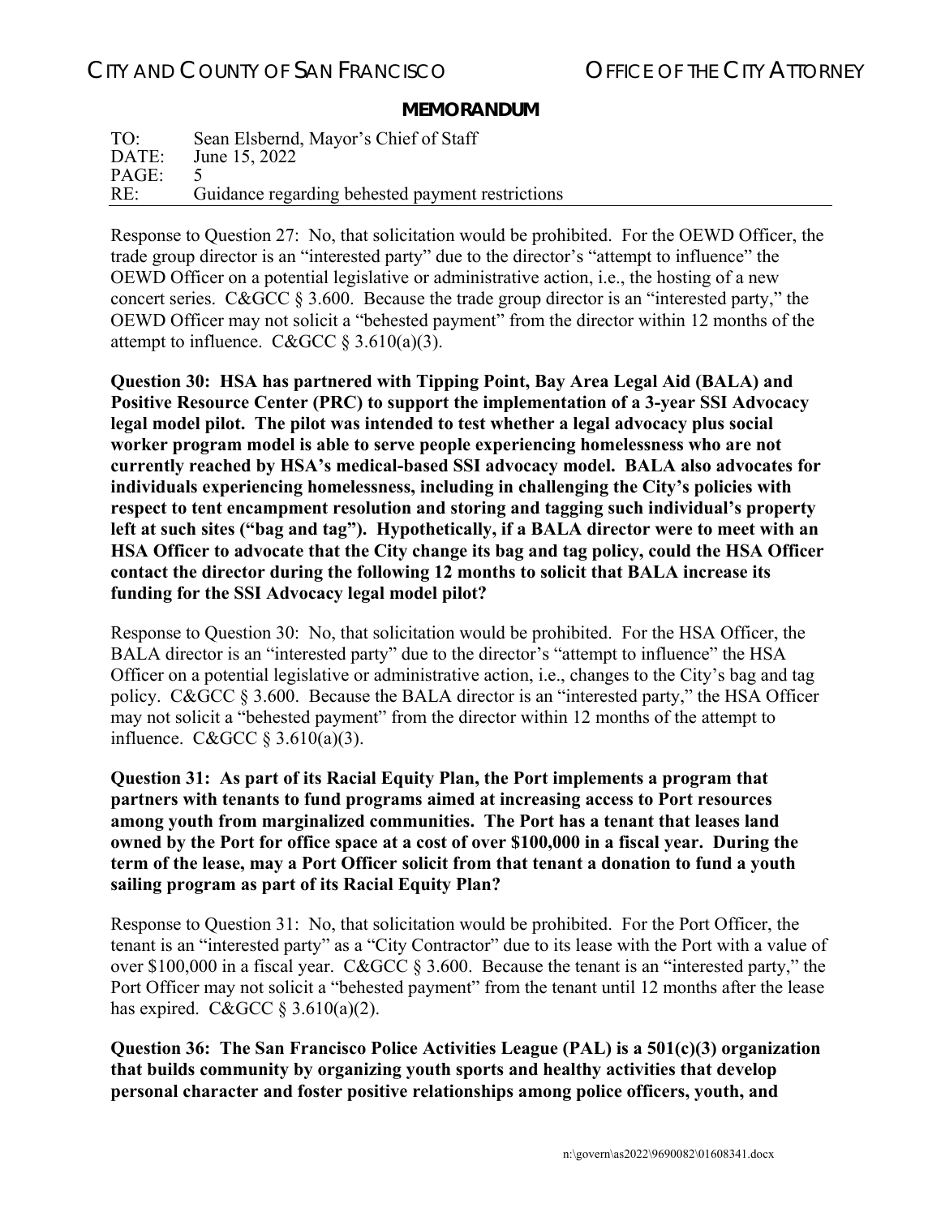Response to Question 27: No, that solicitation would be prohibited. For the OEWD Officer, the trade group director is an "interested party" due to the director's "attempt to influence" the OEWD Officer on a potential legislative or administrative action, i.e., the hosting of a new concert series. C&GCC § 3.600. Because the trade group director is an "interested party," the OEWD Officer may not solicit a "behested payment" from the director within 12 months of the attempt to influence. C&GCC § 3.610(a)(3).

**Question 30: HSA has partnered with Tipping Point, Bay Area Legal Aid (BALA) and Positive Resource Center (PRC) to support the implementation of a 3-year SSI Advocacy legal model pilot. The pilot was intended to test whether a legal advocacy plus social worker program model is able to serve people experiencing homelessness who are not currently reached by HSA's medical-based SSI advocacy model. BALA also advocates for individuals experiencing homelessness, including in challenging the City's policies with respect to tent encampment resolution and storing and tagging such individual's property left at such sites ("bag and tag"). Hypothetically, if a BALA director were to meet with an HSA Officer to advocate that the City change its bag and tag policy, could the HSA Officer contact the director during the following 12 months to solicit that BALA increase its funding for the SSI Advocacy legal model pilot?**

Response to Question 30: No, that solicitation would be prohibited. For the HSA Officer, the BALA director is an "interested party" due to the director's "attempt to influence" the HSA Officer on a potential legislative or administrative action, i.e., changes to the City's bag and tag policy. C&GCC § 3.600. Because the BALA director is an "interested party," the HSA Officer may not solicit a "behested payment" from the director within 12 months of the attempt to influence. C&GCC § 3.610(a)(3).

**Question 31: As part of its Racial Equity Plan, the Port implements a program that partners with tenants to fund programs aimed at increasing access to Port resources among youth from marginalized communities. The Port has a tenant that leases land owned by the Port for office space at a cost of over $100,000 in a fiscal year. During the term of the lease, may a Port Officer solicit from that tenant a donation to fund a youth sailing program as part of its Racial Equity Plan?**

Response to Question 31: No, that solicitation would be prohibited. For the Port Officer, the tenant is an "interested party" as a "City Contractor" due to its lease with the Port with a value of over $100,000 in a fiscal year. C&GCC § 3.600. Because the tenant is an "interested party," the Port Officer may not solicit a "behested payment" from the tenant until 12 months after the lease has expired. C&GCC § 3.610(a)(2).

**Question 36: The San Francisco Police Activities League (PAL) is a 501(c)(3) organization that builds community by organizing youth sports and healthy activities that develop personal character and foster positive relationships among police officers, youth, and**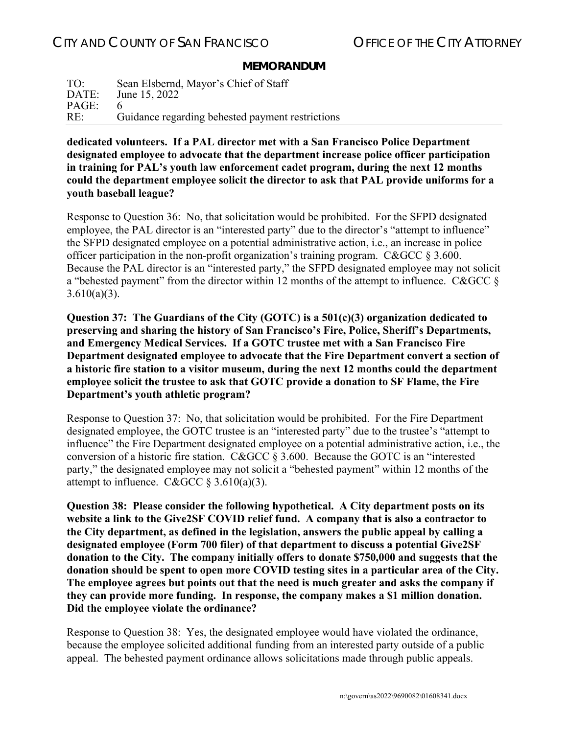**dedicated volunteers. If a PAL director met with a San Francisco Police Department designated employee to advocate that the department increase police officer participation in training for PAL's youth law enforcement cadet program, during the next 12 months could the department employee solicit the director to ask that PAL provide uniforms for a youth baseball league?**

Response to Question 36: No, that solicitation would be prohibited. For the SFPD designated employee, the PAL director is an "interested party" due to the director's "attempt to influence" the SFPD designated employee on a potential administrative action, i.e., an increase in police officer participation in the non-profit organization's training program. C&GCC § 3.600. Because the PAL director is an "interested party," the SFPD designated employee may not solicit a "behested payment" from the director within 12 months of the attempt to influence. C&GCC § 3.610(a)(3).

**Question 37: The Guardians of the City (GOTC) is a 501(c)(3) organization dedicated to preserving and sharing the history of San Francisco's Fire, Police, Sheriff's Departments, and Emergency Medical Services. If a GOTC trustee met with a San Francisco Fire Department designated employee to advocate that the Fire Department convert a section of a historic fire station to a visitor museum, during the next 12 months could the department employee solicit the trustee to ask that GOTC provide a donation to SF Flame, the Fire Department's youth athletic program?**

Response to Question 37: No, that solicitation would be prohibited. For the Fire Department designated employee, the GOTC trustee is an "interested party" due to the trustee's "attempt to influence" the Fire Department designated employee on a potential administrative action, i.e., the conversion of a historic fire station. C&GCC § 3.600. Because the GOTC is an "interested party," the designated employee may not solicit a "behested payment" within 12 months of the attempt to influence. C&GCC § 3.610(a)(3).

**Question 38: Please consider the following hypothetical. A City department posts on its website a link to the Give2SF COVID relief fund. A company that is also a contractor to the City department, as defined in the legislation, answers the public appeal by calling a designated employee (Form 700 filer) of that department to discuss a potential Give2SF donation to the City. The company initially offers to donate $750,000 and suggests that the donation should be spent to open more COVID testing sites in a particular area of the City. The employee agrees but points out that the need is much greater and asks the company if they can provide more funding. In response, the company makes a $1 million donation. Did the employee violate the ordinance?**

Response to Question 38: Yes, the designated employee would have violated the ordinance, because the employee solicited additional funding from an interested party outside of a public appeal. The behested payment ordinance allows solicitations made through public appeals.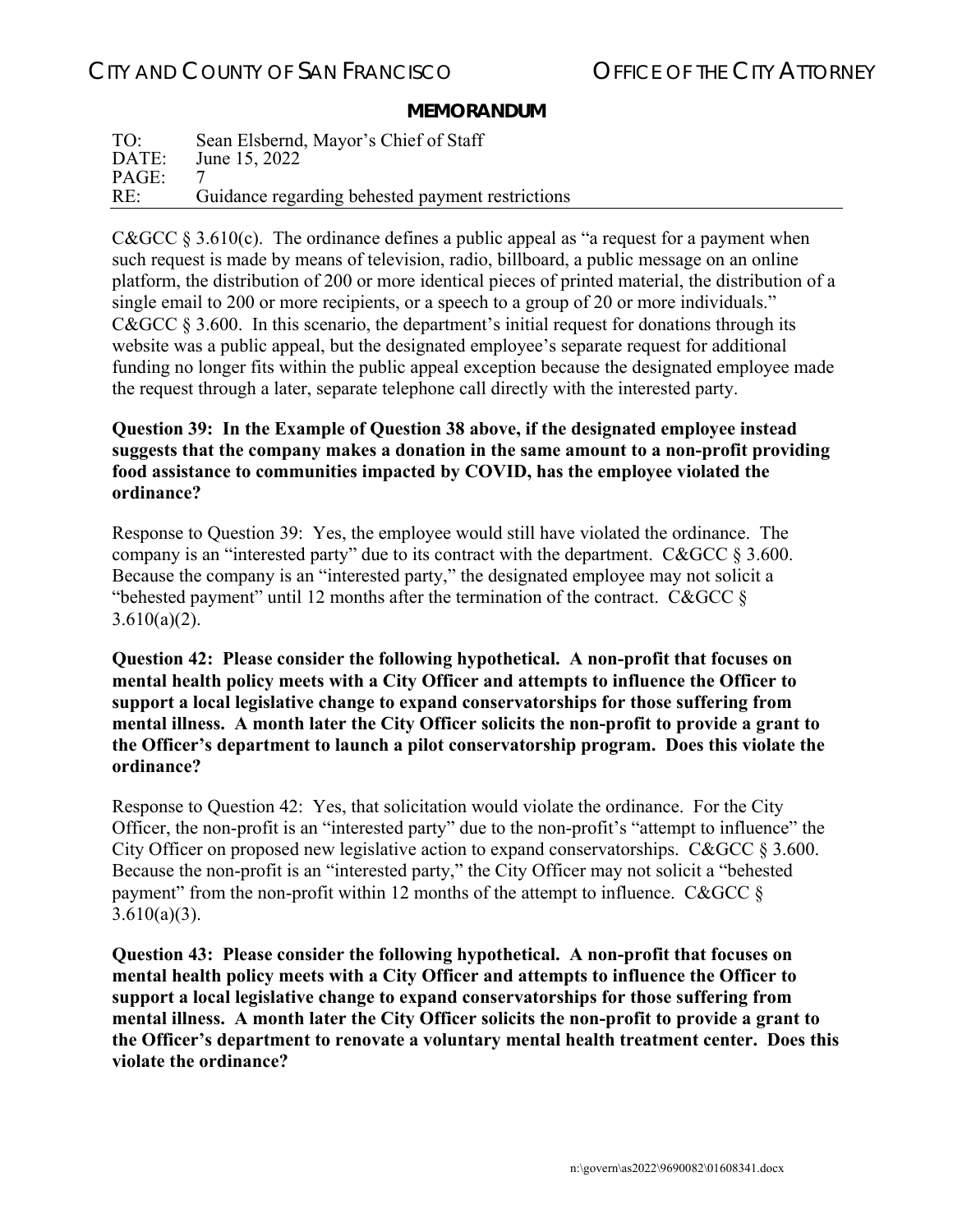C&GCC § 3.610(c). The ordinance defines a public appeal as "a request for a payment when such request is made by means of television, radio, billboard, a public message on an online platform, the distribution of 200 or more identical pieces of printed material, the distribution of a single email to 200 or more recipients, or a speech to a group of 20 or more individuals." C&GCC § 3.600. In this scenario, the department's initial request for donations through its website was a public appeal, but the designated employee's separate request for additional funding no longer fits within the public appeal exception because the designated employee made the request through a later, separate telephone call directly with the interested party.

**Question 39: In the Example of Question 38 above, if the designated employee instead suggests that the company makes a donation in the same amount to a non-profit providing food assistance to communities impacted by COVID, has the employee violated the ordinance?**

Response to Question 39: Yes, the employee would still have violated the ordinance. The company is an "interested party" due to its contract with the department. C&GCC § 3.600. Because the company is an "interested party," the designated employee may not solicit a "behested payment" until 12 months after the termination of the contract. C&GCC § 3.610(a)(2).

**Question 42: Please consider the following hypothetical. A non-profit that focuses on mental health policy meets with a City Officer and attempts to influence the Officer to support a local legislative change to expand conservatorships for those suffering from mental illness. A month later the City Officer solicits the non-profit to provide a grant to the Officer's department to launch a pilot conservatorship program. Does this violate the ordinance?**

Response to Question 42: Yes, that solicitation would violate the ordinance. For the City Officer, the non-profit is an "interested party" due to the non-profit's "attempt to influence" the City Officer on proposed new legislative action to expand conservatorships. C&GCC § 3.600. Because the non-profit is an "interested party," the City Officer may not solicit a "behested payment" from the non-profit within 12 months of the attempt to influence. C&GCC § 3.610(a)(3).

**Question 43: Please consider the following hypothetical. A non-profit that focuses on mental health policy meets with a City Officer and attempts to influence the Officer to support a local legislative change to expand conservatorships for those suffering from mental illness. A month later the City Officer solicits the non-profit to provide a grant to the Officer's department to renovate a voluntary mental health treatment center. Does this violate the ordinance?**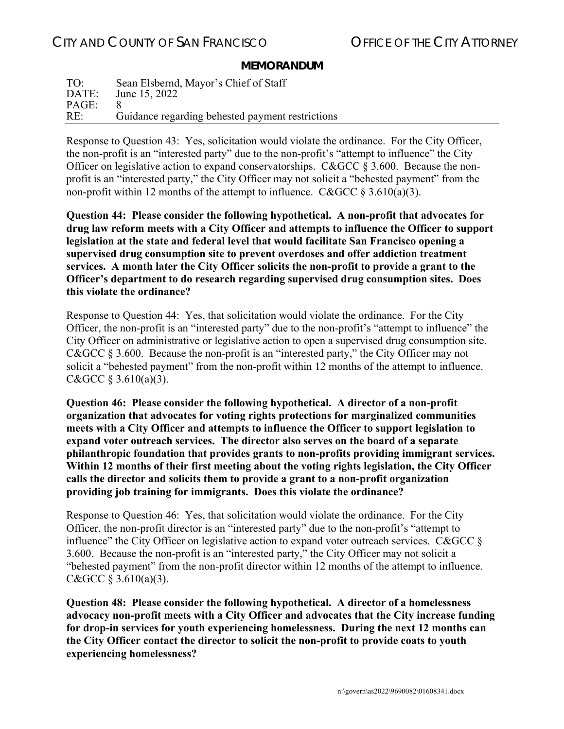Response to Question 43: Yes, solicitation would violate the ordinance. For the City Officer, the non-profit is an "interested party" due to the non-profit's "attempt to influence" the City Officer on legislative action to expand conservatorships. C&GCC § 3.600. Because the non-profit is an "interested party," the City Officer may not solicit a "behested payment" from the non-profit within 12 months of the attempt to influence. C&GCC § 3.610(a)(3).

**Question 44: Please consider the following hypothetical. A non-profit that advocates for drug law reform meets with a City Officer and attempts to influence the Officer to support legislation at the state and federal level that would facilitate San Francisco opening a supervised drug consumption site to prevent overdoses and offer addiction treatment services. A month later the City Officer solicits the non-profit to provide a grant to the Officer's department to do research regarding supervised drug consumption sites. Does this violate the ordinance?**

Response to Question 44: Yes, that solicitation would violate the ordinance. For the City Officer, the non-profit is an "interested party" due to the non-profit's "attempt to influence" the City Officer on administrative or legislative action to open a supervised drug consumption site. C&GCC § 3.600. Because the non-profit is an "interested party," the City Officer may not solicit a "behested payment" from the non-profit within 12 months of the attempt to influence. C&GCC § 3.610(a)(3).

**Question 46: Please consider the following hypothetical. A director of a non-profit organization that advocates for voting rights protections for marginalized communities meets with a City Officer and attempts to influence the Officer to support legislation to expand voter outreach services. The director also serves on the board of a separate philanthropic foundation that provides grants to non-profits providing immigrant services. Within 12 months of their first meeting about the voting rights legislation, the City Officer calls the director and solicits them to provide a grant to a non-profit organization providing job training for immigrants. Does this violate the ordinance?**

Response to Question 46: Yes, that solicitation would violate the ordinance. For the City Officer, the non-profit director is an "interested party" due to the non-profit's "attempt to influence" the City Officer on legislative action to expand voter outreach services. C&GCC § 3.600. Because the non-profit is an "interested party," the City Officer may not solicit a "behested payment" from the non-profit director within 12 months of the attempt to influence. C&GCC § 3.610(a)(3).

**Question 48: Please consider the following hypothetical. A director of a homelessness advocacy non-profit meets with a City Officer and advocates that the City increase funding for drop-in services for youth experiencing homelessness. During the next 12 months can the City Officer contact the director to solicit the non-profit to provide coats to youth experiencing homelessness?**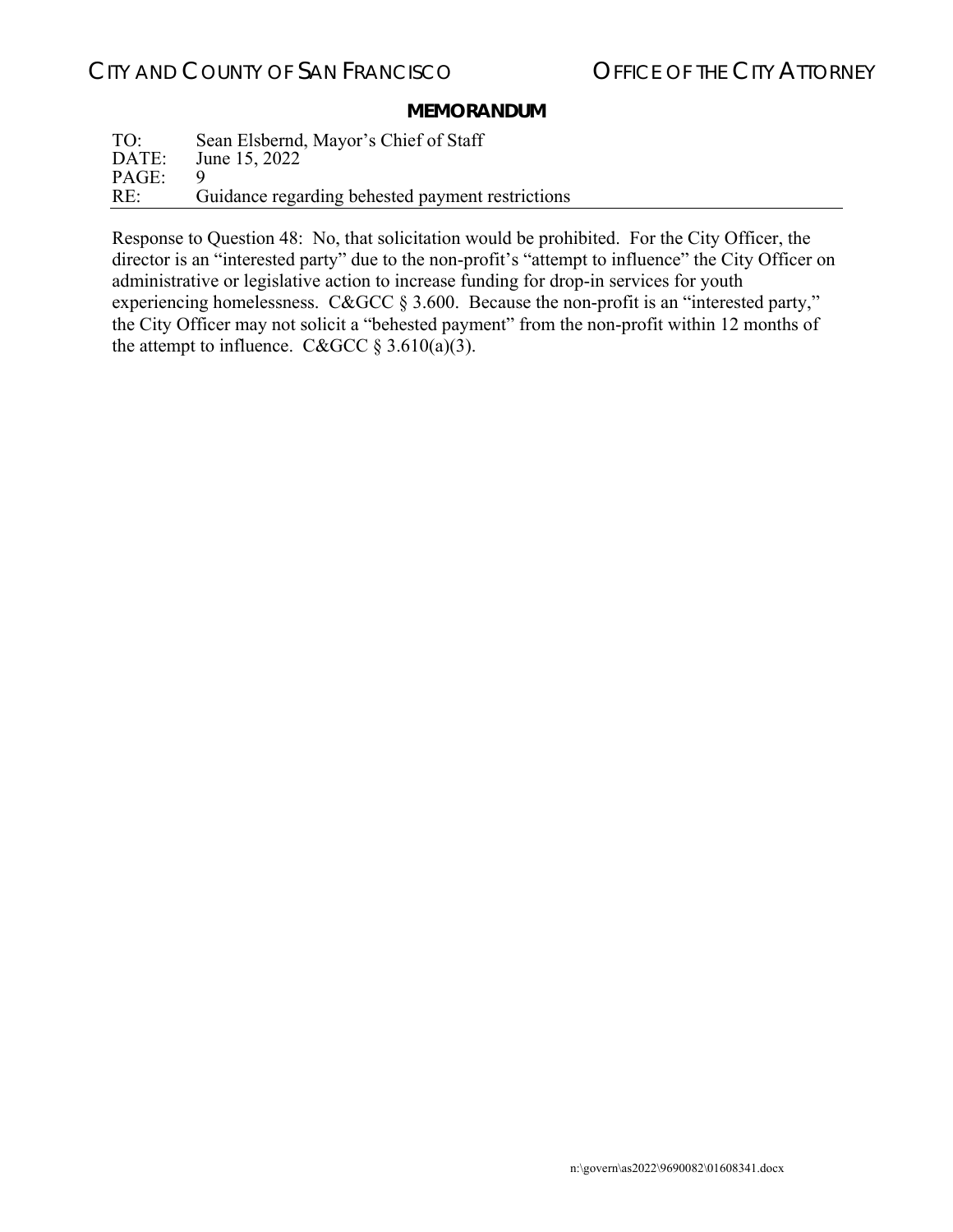Response to Question 48: No, that solicitation would be prohibited. For the City Officer, the director is an "interested party" due to the non-profit's "attempt to influence" the City Officer on administrative or legislative action to increase funding for drop-in services for youth experiencing homelessness. C&GCC § 3.600. Because the non-profit is an "interested party," the City Officer may not solicit a "behested payment" from the non-profit within 12 months of the attempt to influence. C&GCC § 3.610(a)(3).

n:\govern\as2022\9690082\01608341.docx